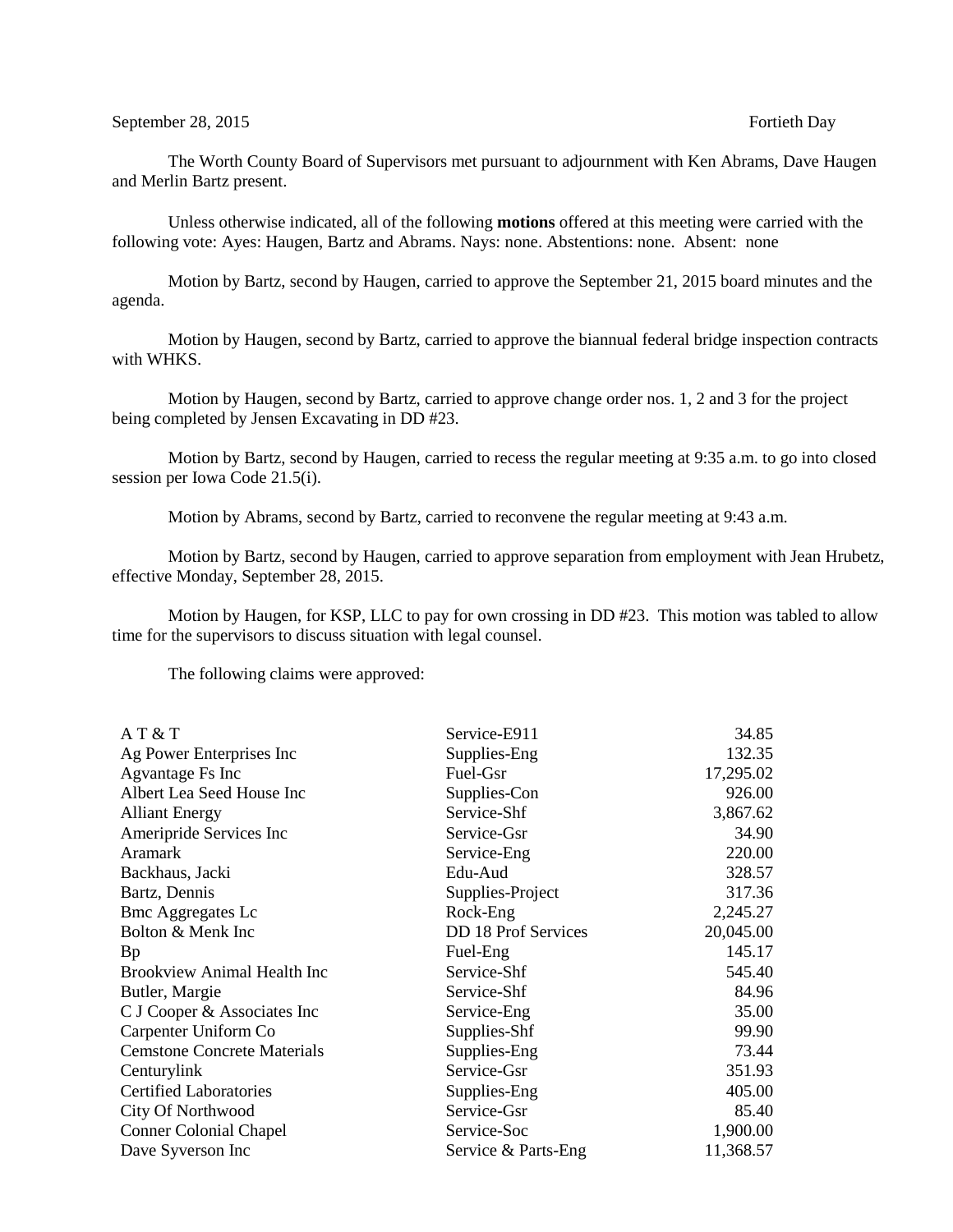September 28, 2015 Fortieth Day

The Worth County Board of Supervisors met pursuant to adjournment with Ken Abrams, Dave Haugen and Merlin Bartz present.

Unless otherwise indicated, all of the following **motions** offered at this meeting were carried with the following vote: Ayes: Haugen, Bartz and Abrams. Nays: none. Abstentions: none. Absent: none

Motion by Bartz, second by Haugen, carried to approve the September 21, 2015 board minutes and the agenda.

Motion by Haugen, second by Bartz, carried to approve the biannual federal bridge inspection contracts with WHKS.

Motion by Haugen, second by Bartz, carried to approve change order nos. 1, 2 and 3 for the project being completed by Jensen Excavating in DD #23.

Motion by Bartz, second by Haugen, carried to recess the regular meeting at 9:35 a.m. to go into closed session per Iowa Code 21.5(i).

Motion by Abrams, second by Bartz, carried to reconvene the regular meeting at 9:43 a.m.

Motion by Bartz, second by Haugen, carried to approve separation from employment with Jean Hrubetz, effective Monday, September 28, 2015.

Motion by Haugen, for KSP, LLC to pay for own crossing in DD #23. This motion was tabled to allow time for the supervisors to discuss situation with legal counsel.

The following claims were approved:

| | | |
|---|---|---|
| A T & T | Service-E911 | 34.85 |
| Ag Power Enterprises Inc | Supplies-Eng | 132.35 |
| Agvantage Fs Inc | Fuel-Gsr | 17,295.02 |
| Albert Lea Seed House Inc | Supplies-Con | 926.00 |
| Alliant Energy | Service-Shf | 3,867.62 |
| Ameripride Services Inc | Service-Gsr | 34.90 |
| Aramark | Service-Eng | 220.00 |
| Backhaus, Jacki | Edu-Aud | 328.57 |
| Bartz, Dennis | Supplies-Project | 317.36 |
| Bmc Aggregates Lc | Rock-Eng | 2,245.27 |
| Bolton & Menk Inc | DD 18 Prof Services | 20,045.00 |
| Bp | Fuel-Eng | 145.17 |
| Brookview Animal Health Inc | Service-Shf | 545.40 |
| Butler, Margie | Service-Shf | 84.96 |
| C J Cooper & Associates Inc | Service-Eng | 35.00 |
| Carpenter Uniform Co | Supplies-Shf | 99.90 |
| Cemstone Concrete Materials | Supplies-Eng | 73.44 |
| Centurylink | Service-Gsr | 351.93 |
| Certified Laboratories | Supplies-Eng | 405.00 |
| City Of Northwood | Service-Gsr | 85.40 |
| Conner Colonial Chapel | Service-Soc | 1,900.00 |
| Dave Syverson Inc | Service & Parts-Eng | 11,368.57 |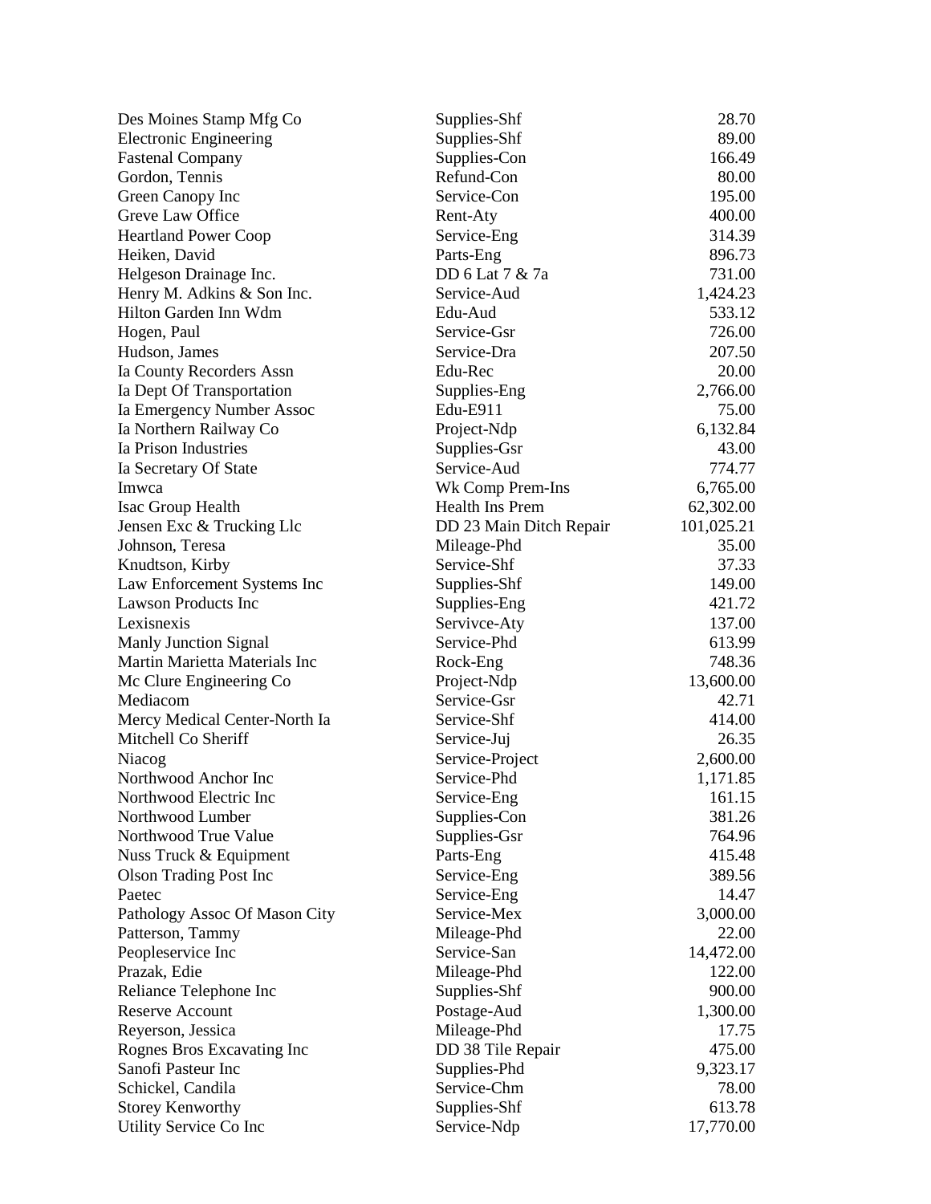| | | |
|---|---|---|
| Des Moines Stamp Mfg Co | Supplies-Shf | 28.70 |
| Electronic Engineering | Supplies-Shf | 89.00 |
| Fastenal Company | Supplies-Con | 166.49 |
| Gordon, Tennis | Refund-Con | 80.00 |
| Green Canopy Inc | Service-Con | 195.00 |
| Greve Law Office | Rent-Aty | 400.00 |
| Heartland Power Coop | Service-Eng | 314.39 |
| Heiken, David | Parts-Eng | 896.73 |
| Helgeson Drainage Inc. | DD 6 Lat 7 & 7a | 731.00 |
| Henry M. Adkins & Son Inc. | Service-Aud | 1,424.23 |
| Hilton Garden Inn Wdm | Edu-Aud | 533.12 |
| Hogen, Paul | Service-Gsr | 726.00 |
| Hudson, James | Service-Dra | 207.50 |
| Ia County Recorders Assn | Edu-Rec | 20.00 |
| Ia Dept Of Transportation | Supplies-Eng | 2,766.00 |
| Ia Emergency Number Assoc | Edu-E911 | 75.00 |
| Ia Northern Railway Co | Project-Ndp | 6,132.84 |
| Ia Prison Industries | Supplies-Gsr | 43.00 |
| Ia Secretary Of State | Service-Aud | 774.77 |
| Imwca | Wk Comp Prem-Ins | 6,765.00 |
| Isac Group Health | Health Ins Prem | 62,302.00 |
| Jensen Exc & Trucking Llc | DD 23 Main Ditch Repair | 101,025.21 |
| Johnson, Teresa | Mileage-Phd | 35.00 |
| Knudtson, Kirby | Service-Shf | 37.33 |
| Law Enforcement Systems Inc | Supplies-Shf | 149.00 |
| Lawson Products Inc | Supplies-Eng | 421.72 |
| Lexisnexis | Servivce-Aty | 137.00 |
| Manly Junction Signal | Service-Phd | 613.99 |
| Martin Marietta Materials Inc | Rock-Eng | 748.36 |
| Mc Clure Engineering Co | Project-Ndp | 13,600.00 |
| Mediacom | Service-Gsr | 42.71 |
| Mercy Medical Center-North Ia | Service-Shf | 414.00 |
| Mitchell Co Sheriff | Service-Juj | 26.35 |
| Niacog | Service-Project | 2,600.00 |
| Northwood Anchor Inc | Service-Phd | 1,171.85 |
| Northwood Electric Inc | Service-Eng | 161.15 |
| Northwood Lumber | Supplies-Con | 381.26 |
| Northwood True Value | Supplies-Gsr | 764.96 |
| Nuss Truck & Equipment | Parts-Eng | 415.48 |
| Olson Trading Post Inc | Service-Eng | 389.56 |
| Paetec | Service-Eng | 14.47 |
| Pathology Assoc Of Mason City | Service-Mex | 3,000.00 |
| Patterson, Tammy | Mileage-Phd | 22.00 |
| Peopleservice Inc | Service-San | 14,472.00 |
| Prazak, Edie | Mileage-Phd | 122.00 |
| Reliance Telephone Inc | Supplies-Shf | 900.00 |
| Reserve Account | Postage-Aud | 1,300.00 |
| Reyerson, Jessica | Mileage-Phd | 17.75 |
| Rognes Bros Excavating Inc | DD 38 Tile Repair | 475.00 |
| Sanofi Pasteur Inc | Supplies-Phd | 9,323.17 |
| Schickel, Candila | Service-Chm | 78.00 |
| Storey Kenworthy | Supplies-Shf | 613.78 |
| Utility Service Co Inc | Service-Ndp | 17,770.00 |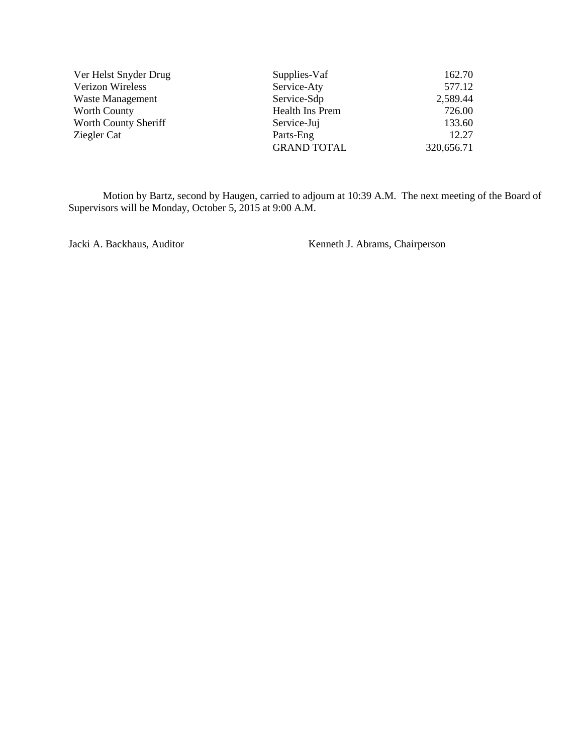| | | |
|---|---|---|
| Ver Helst Snyder Drug | Supplies-Vaf | 162.70 |
| Verizon Wireless | Service-Aty | 577.12 |
| Waste Management | Service-Sdp | 2,589.44 |
| Worth County | Health Ins Prem | 726.00 |
| Worth County Sheriff | Service-Juj | 133.60 |
| Ziegler Cat | Parts-Eng | 12.27 |
| | GRAND TOTAL | 320,656.71 |

Motion by Bartz, second by Haugen, carried to adjourn at 10:39 A.M. The next meeting of the Board of Supervisors will be Monday, October 5, 2015 at 9:00 A.M.

Jacki A. Backhaus, Auditor

Kenneth J. Abrams, Chairperson